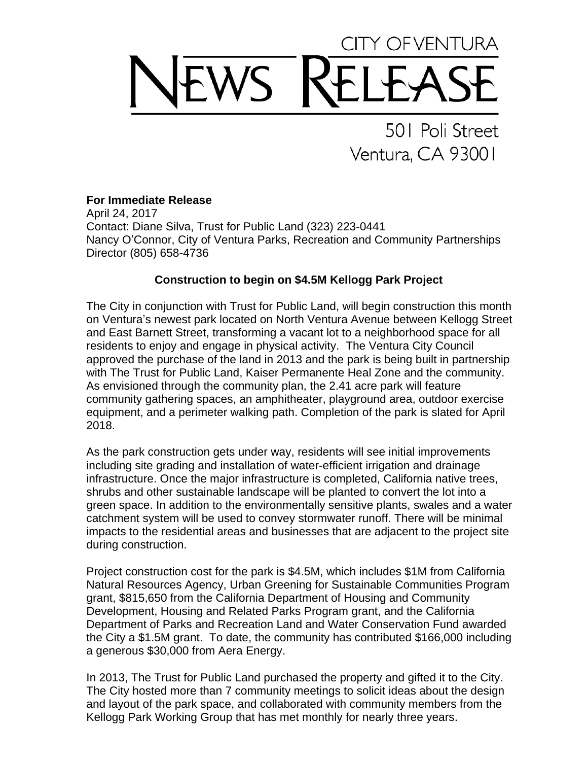# CITY OF VENTURA NEWS RELEASE

501 Poli Street
Ventura, CA 93001

**For Immediate Release**
April 24, 2017
Contact: Diane Silva, Trust for Public Land (323) 223-0441
Nancy O'Connor, City of Ventura Parks, Recreation and Community Partnerships Director (805) 658-4736

**Construction to begin on $4.5M Kellogg Park Project**

The City in conjunction with Trust for Public Land, will begin construction this month on Ventura's newest park located on North Ventura Avenue between Kellogg Street and East Barnett Street, transforming a vacant lot to a neighborhood space for all residents to enjoy and engage in physical activity. The Ventura City Council approved the purchase of the land in 2013 and the park is being built in partnership with The Trust for Public Land, Kaiser Permanente Heal Zone and the community. As envisioned through the community plan, the 2.41 acre park will feature community gathering spaces, an amphitheater, playground area, outdoor exercise equipment, and a perimeter walking path. Completion of the park is slated for April 2018.

As the park construction gets under way, residents will see initial improvements including site grading and installation of water-efficient irrigation and drainage infrastructure. Once the major infrastructure is completed, California native trees, shrubs and other sustainable landscape will be planted to convert the lot into a green space. In addition to the environmentally sensitive plants, swales and a water catchment system will be used to convey stormwater runoff. There will be minimal impacts to the residential areas and businesses that are adjacent to the project site during construction.

Project construction cost for the park is $4.5M, which includes $1M from California Natural Resources Agency, Urban Greening for Sustainable Communities Program grant, $815,650 from the California Department of Housing and Community Development, Housing and Related Parks Program grant, and the California Department of Parks and Recreation Land and Water Conservation Fund awarded the City a $1.5M grant. To date, the community has contributed $166,000 including a generous $30,000 from Aera Energy.

In 2013, The Trust for Public Land purchased the property and gifted it to the City. The City hosted more than 7 community meetings to solicit ideas about the design and layout of the park space, and collaborated with community members from the Kellogg Park Working Group that has met monthly for nearly three years.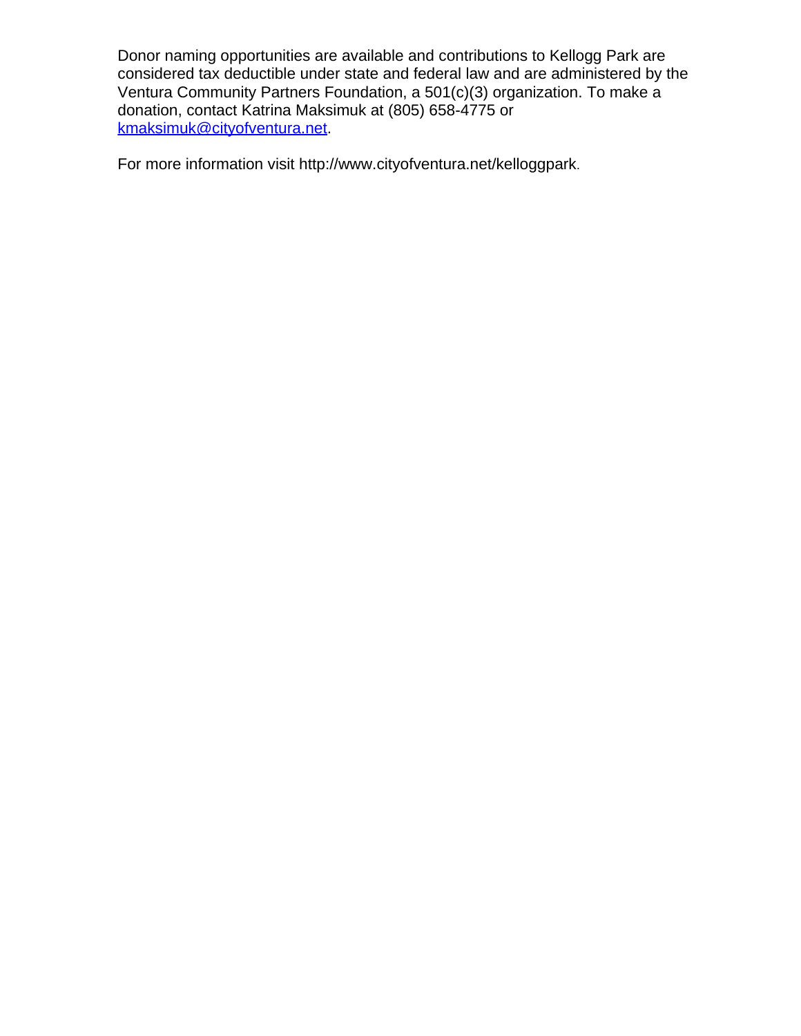Donor naming opportunities are available and contributions to Kellogg Park are considered tax deductible under state and federal law and are administered by the Ventura Community Partners Foundation, a 501(c)(3) organization. To make a donation, contact Katrina Maksimuk at (805) 658-4775 or kmaksimuk@cityofventura.net.

For more information visit http://www.cityofventura.net/kelloggpark.